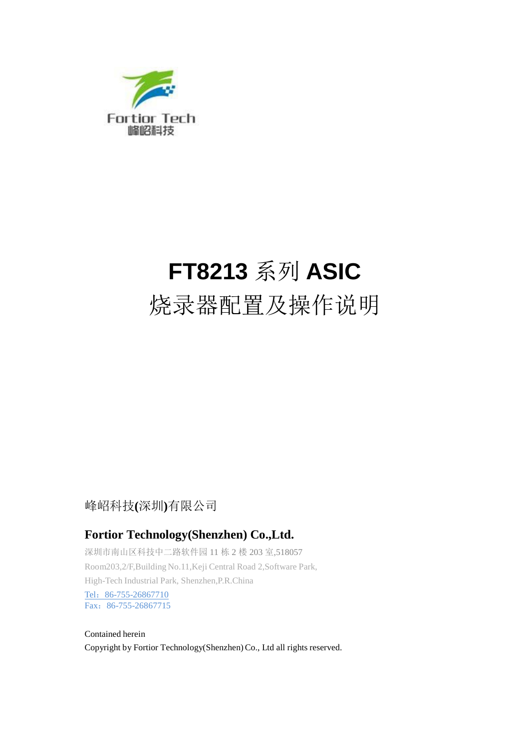Fortior Tech
峰岹科技

# FT8213 系列 ASIC
# 烧录器配置及操作说明

峰岹科技(深圳)有限公司

**Fortior Technology(Shenzhen) Co.,Ltd.**

深圳市南山区科技中二路软件园 11 栋 2 楼 203 室,518057
Room203,2/F,Building No.11,Keji Central Road 2,Software Park,
High-Tech Industrial Park, Shenzhen,P.R.China
Tel：86-755-26867710
Fax：86-755-26867715

Contained herein
Copyright by Fortior Technology(Shenzhen) Co., Ltd all rights reserved.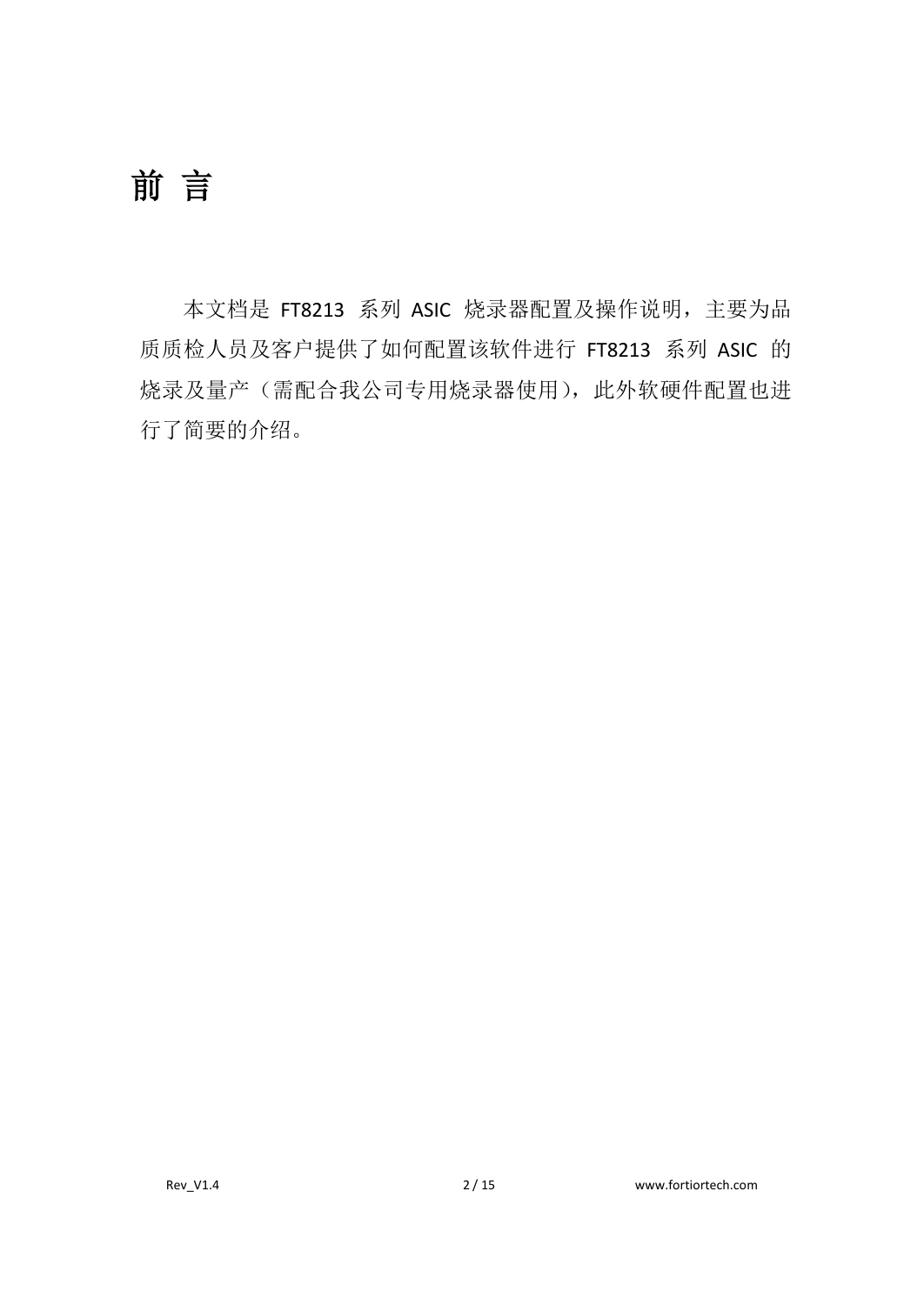# 前 言

本文档是 FT8213 系列 ASIC 烧录器配置及操作说明，主要为品质质检人员及客户提供了如何配置该软件进行 FT8213 系列 ASIC 的烧录及量产（需配合我公司专用烧录器使用），此外软硬件配置也进行了简要的介绍。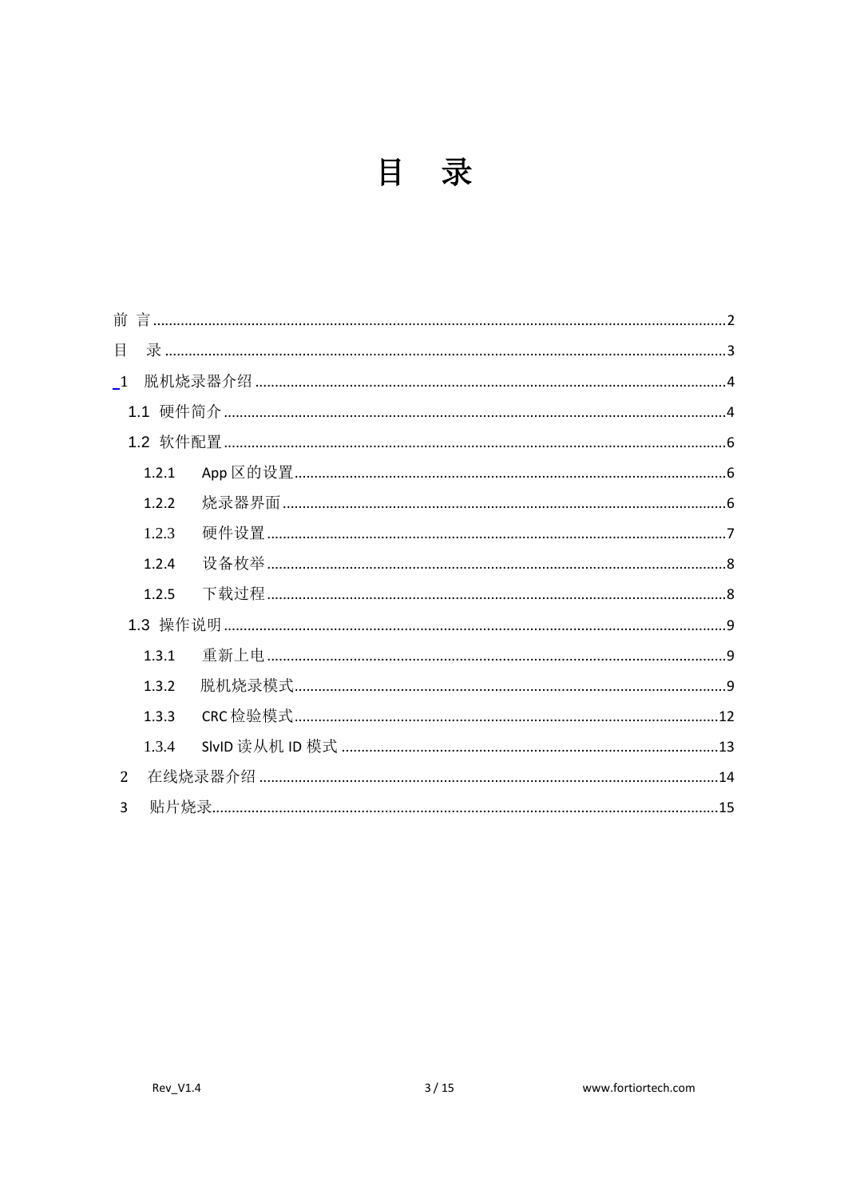# 目　录

- 前 言 ........................................................................ 2
- 目　录 ........................................................................ 3
- 1　脱机烧录器介绍 ........................................................................ 4
  - 1.1 硬件简介 ........................................................................ 4
  - 1.2 软件配置 ........................................................................ 6
    - 1.2.1　App 区的设置 ........................................................................ 6
    - 1.2.2　烧录器界面 ........................................................................ 6
    - 1.2.3　硬件设置 ........................................................................ 7
    - 1.2.4　设备枚举 ........................................................................ 8
    - 1.2.5　下载过程 ........................................................................ 8
  - 1.3 操作说明 ........................................................................ 9
    - 1.3.1　重新上电 ........................................................................ 9
    - 1.3.2　脱机烧录模式 ........................................................................ 9
    - 1.3.3　CRC 检验模式 ........................................................................ 12
    - 1.3.4　SlvID 读从机 ID 模式 ........................................................................ 13
- 2　在线烧录器介绍 ........................................................................ 14
- 3　贴片烧录 ........................................................................ 15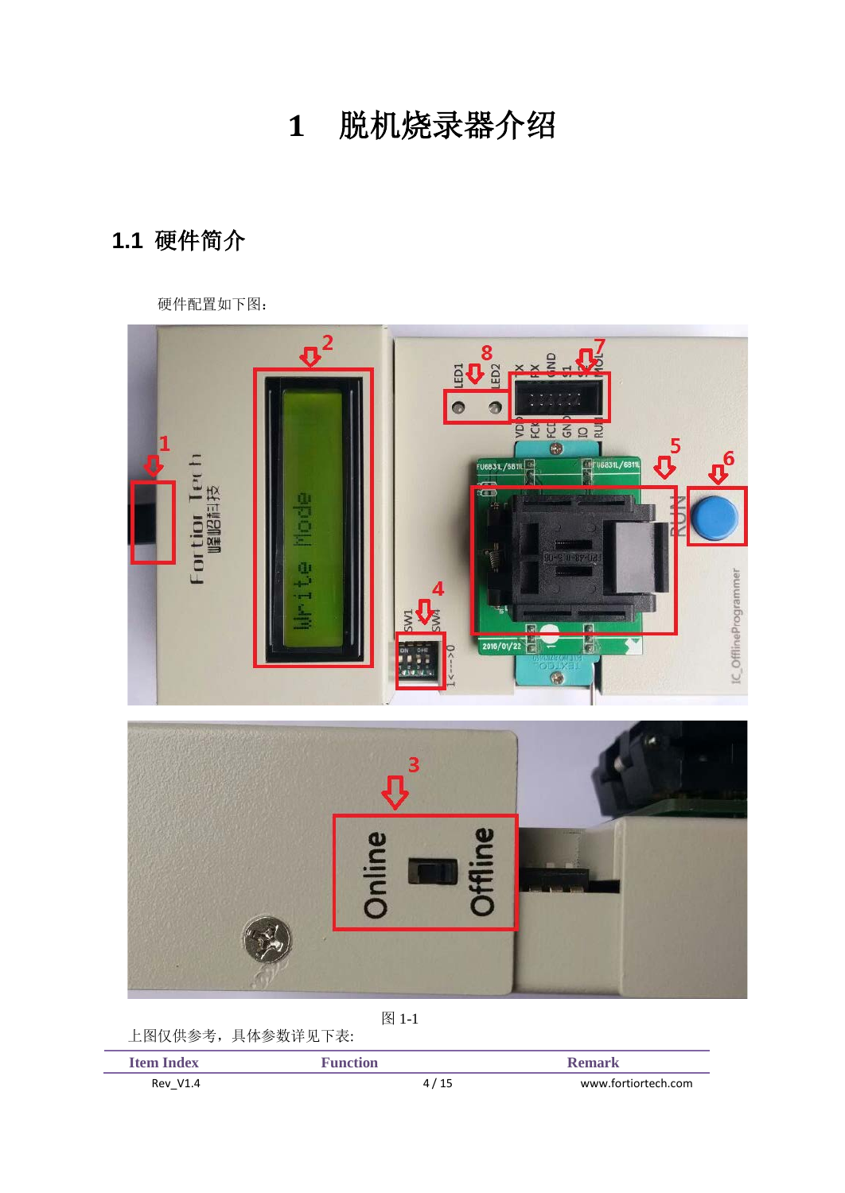# 1 脱机烧录器介绍

## 1.1 硬件简介

硬件配置如下图：

图 1-1

上图仅供参考，具体参数详见下表:

| Item Index | Function | Remark |
| --- | --- | --- |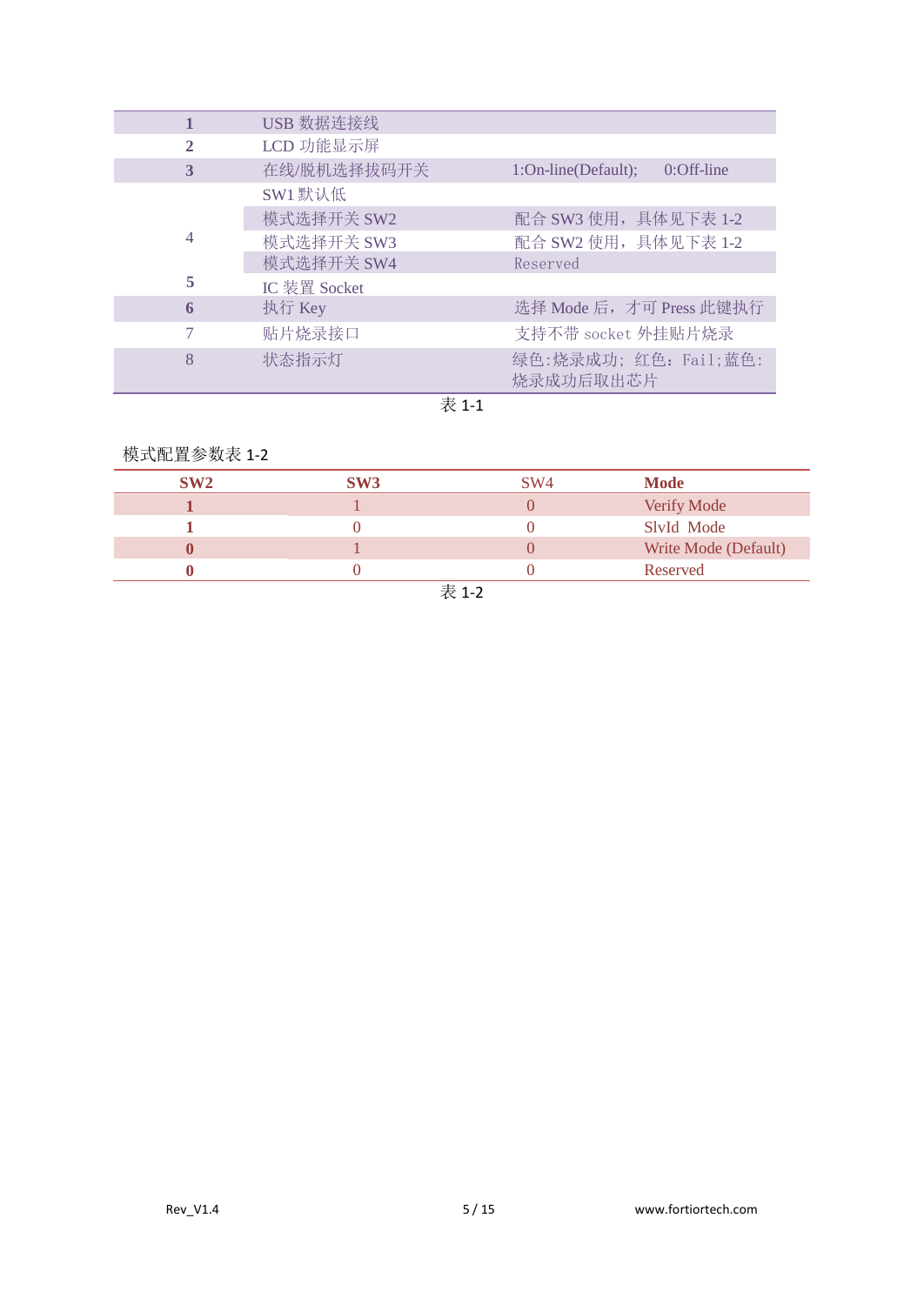| | | |
|---|---|---|
| **1** | USB 数据连接线 | |
| **2** | LCD 功能显示屏 | |
| **3** | 在线/脱机选择拔码开关 | 1:On-line(Default); 0:Off-line |
| 4 | SW1 默认低 | |
| | 模式选择开关 SW2 | 配合 SW3 使用，具体见下表 1-2 |
| | 模式选择开关 SW3 | 配合 SW2 使用，具体见下表 1-2 |
| | 模式选择开关 SW4 | Reserved |
| **5** | IC 装置 Socket | |
| **6** | 执行 Key | 选择 Mode 后，才可 Press 此键执行 |
| 7 | 贴片烧录接口 | 支持不带 socket 外挂贴片烧录 |
| 8 | 状态指示灯 | 绿色:烧录成功；红色：Fail;蓝色:烧录成功后取出芯片 |

表 1-1

模式配置参数表 1-2

| SW2 | SW3 | SW4 | Mode |
|---|---|---|---|
| 1 | 1 | 0 | Verify Mode |
| 1 | 0 | 0 | SlvId Mode |
| 0 | 1 | 0 | Write Mode (Default) |
| 0 | 0 | 0 | Reserved |

表 1-2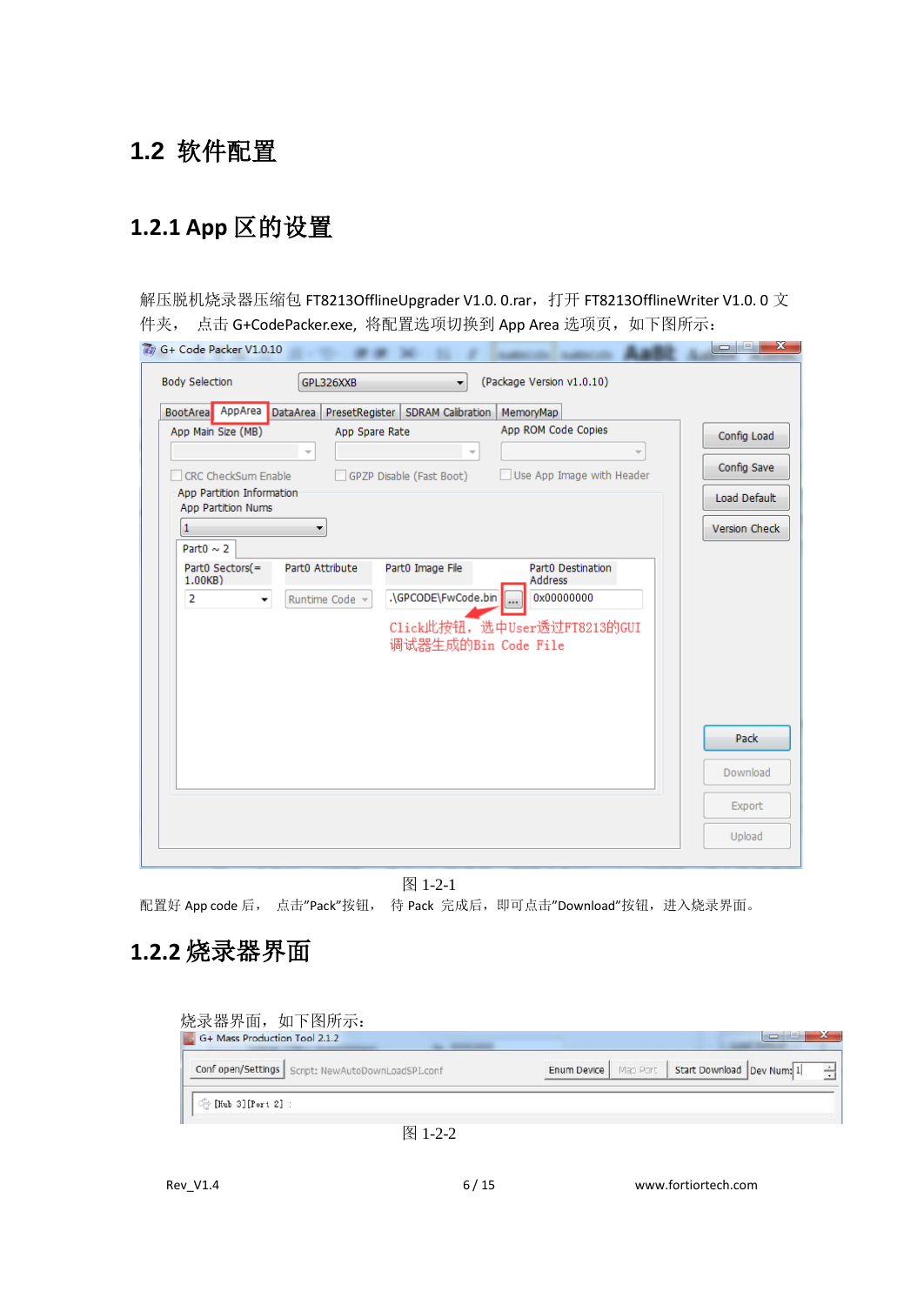## 1.2 软件配置

### 1.2.1 App 区的设置

解压脱机烧录器压缩包 FT8213OfflineUpgrader V1.0. 0.rar， 打开 FT8213OfflineWriter V1.0. 0 文件夹， 点击 G+CodePacker.exe, 将配置选项切换到 App Area 选项页， 如下图所示：

图 1-2-1

配置好 App code 后， 点击"Pack"按钮， 待 Pack 完成后，即可点击"Download"按钮， 进入烧录界面。

### 1.2.2 烧录器界面

烧录器界面，如下图所示：

图 1-2-2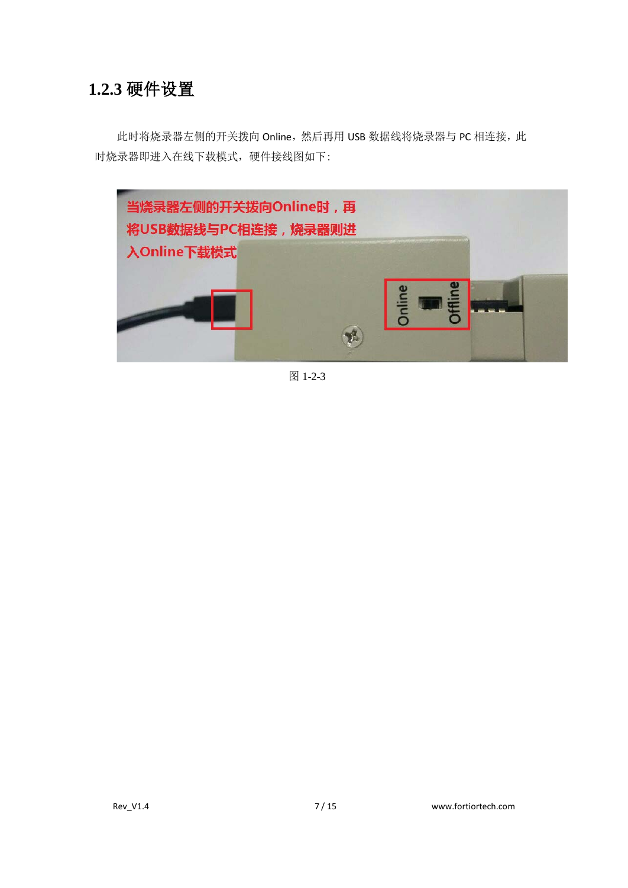### 1.2.3 硬件设置

此时将烧录器左侧的开关拨向 Online，然后再用 USB 数据线将烧录器与 PC 相连接，此时烧录器即进入在线下载模式，硬件接线图如下:

图 1-2-3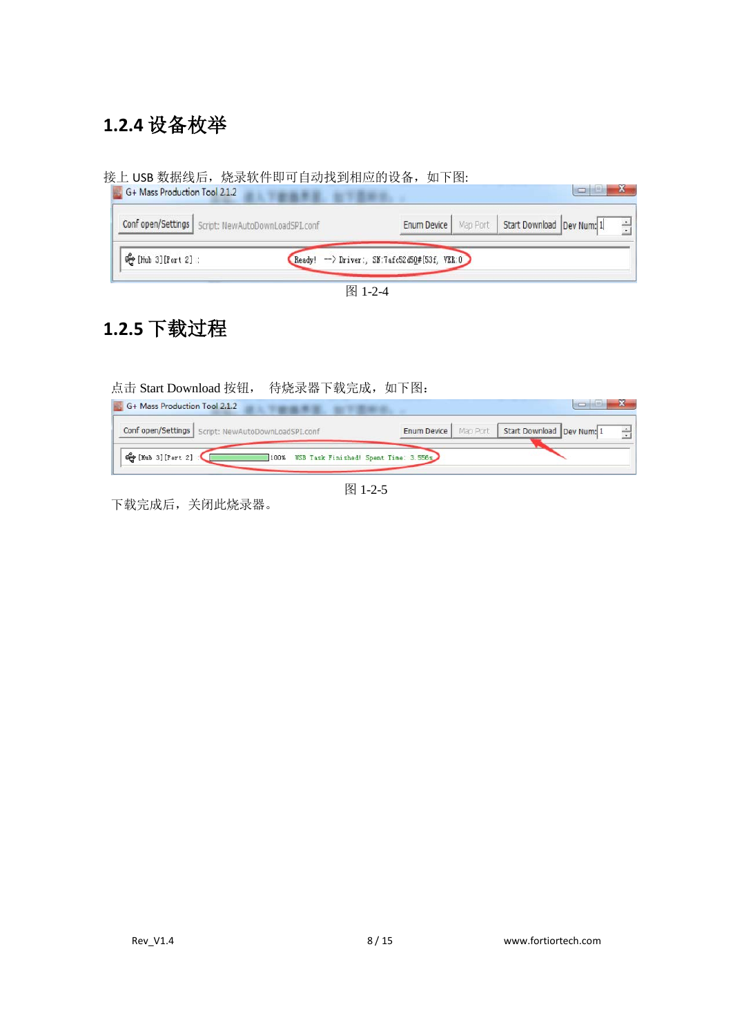## 1.2.4 设备枚举

接上 USB 数据线后，烧录软件即可自动找到相应的设备，如下图:

图 1-2-4

## 1.2.5 下载过程

点击 Start Download 按钮， 待烧录器下载完成，如下图：

图 1-2-5

下载完成后，关闭此烧录器。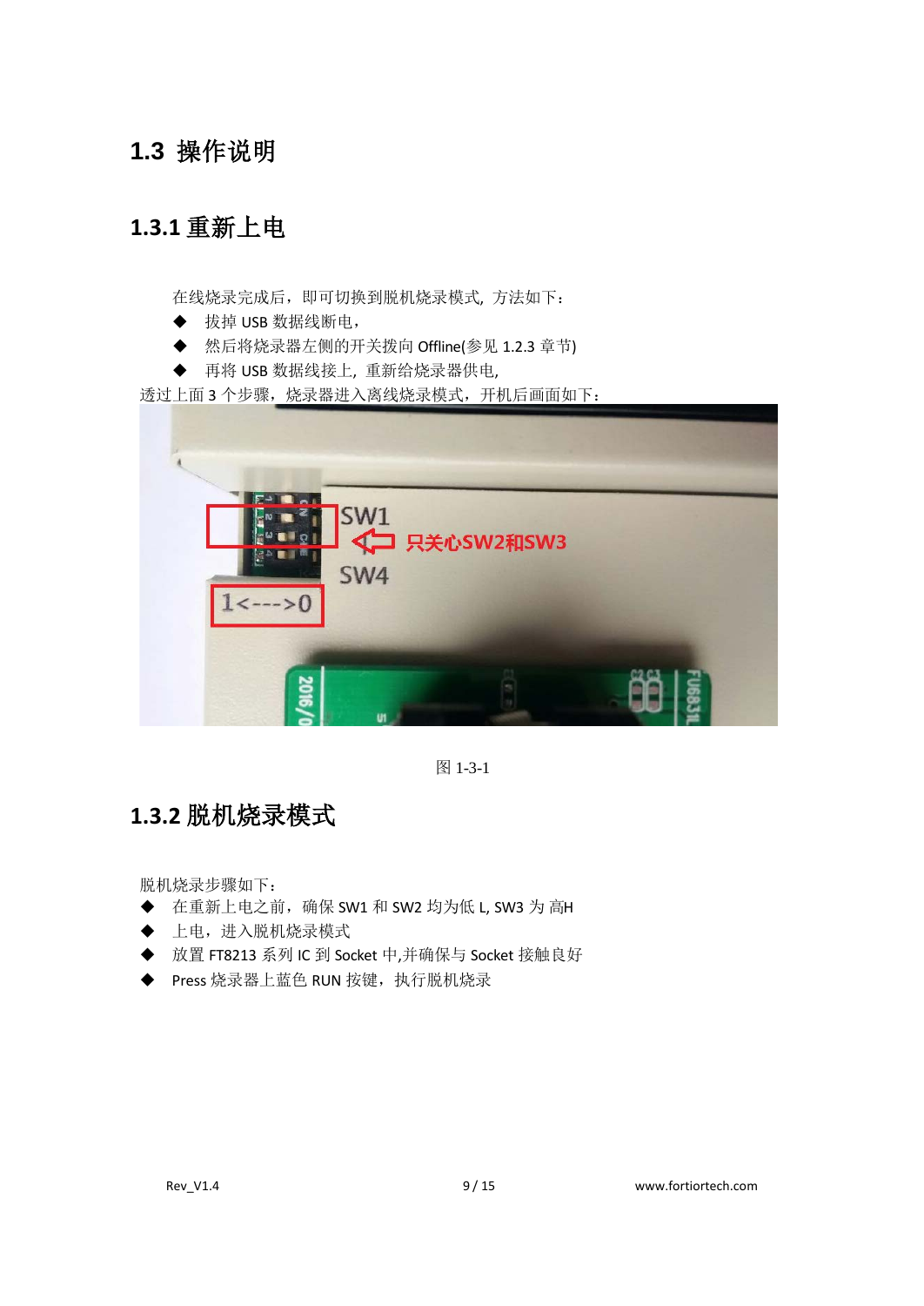## 1.3 操作说明

### 1.3.1 重新上电

在线烧录完成后，即可切换到脱机烧录模式，方法如下：

- 拔掉 USB 数据线断电，
- 然后将烧录器左侧的开关拨向 Offline(参见 1.2.3 章节)
- 再将 USB 数据线接上，重新给烧录器供电，

透过上面 3 个步骤，烧录器进入离线烧录模式，开机后画面如下：

图 1-3-1

### 1.3.2 脱机烧录模式

脱机烧录步骤如下：

- 在重新上电之前，确保 SW1 和 SW2 均为低 L, SW3 为 高H
- 上电，进入脱机烧录模式
- 放置 FT8213 系列 IC 到 Socket 中,并确保与 Socket 接触良好
- Press 烧录器上蓝色 RUN 按键，执行脱机烧录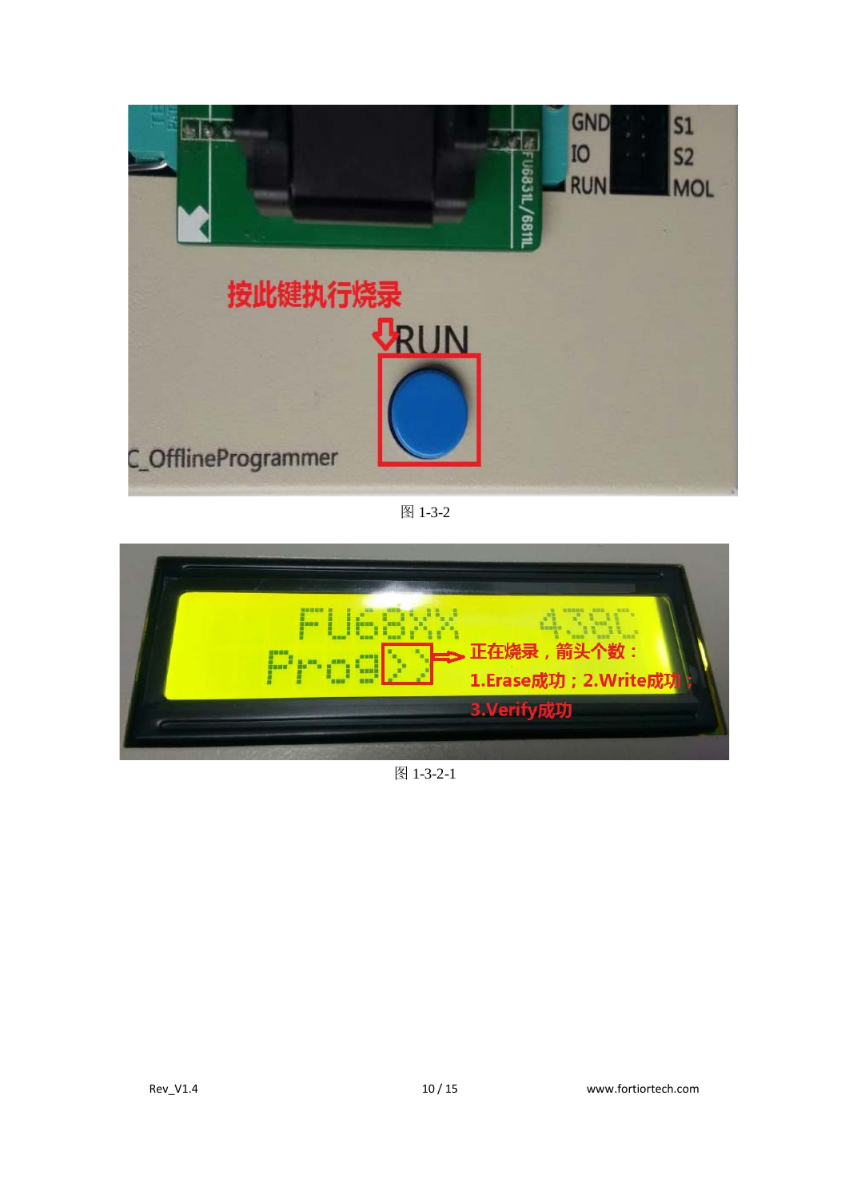按此键执行烧录

RUN

C_OfflineProgrammer

图 1-3-2

FU68XX 438C

Prog>>

正在烧录，箭头个数：

1.Erase成功；2.Write成功；

3.Verify成功

图 1-3-2-1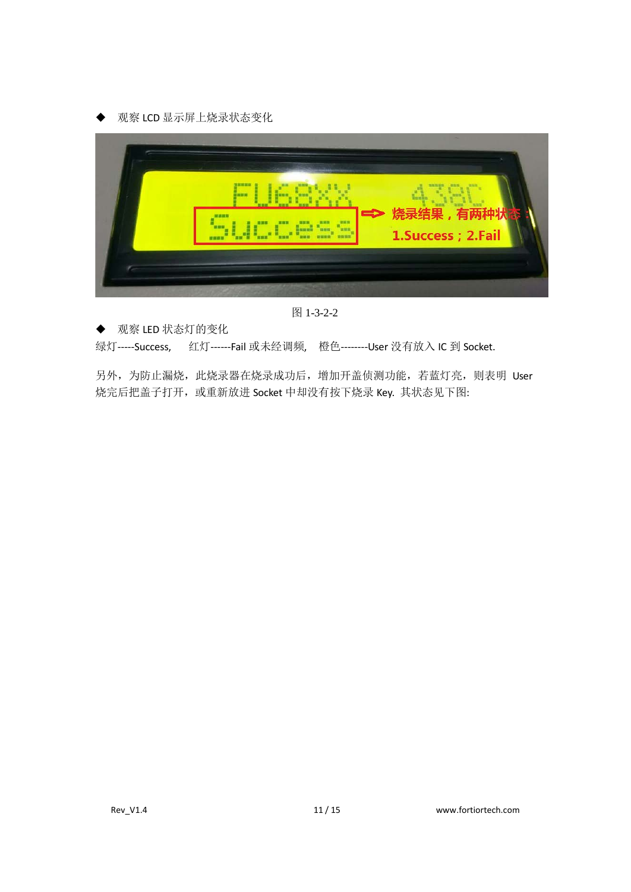◆ 观察 LCD 显示屏上烧录状态变化

图 1-3-2-2

◆ 观察 LED 状态灯的变化

绿灯-----Success, 红灯------Fail 或未经调频, 橙色--------User 没有放入 IC 到 Socket.

另外，为防止漏烧，此烧录器在烧录成功后，增加开盖侦测功能，若蓝灯亮，则表明 User 烧完后把盖子打开，或重新放进 Socket 中却没有按下烧录 Key. 其状态见下图: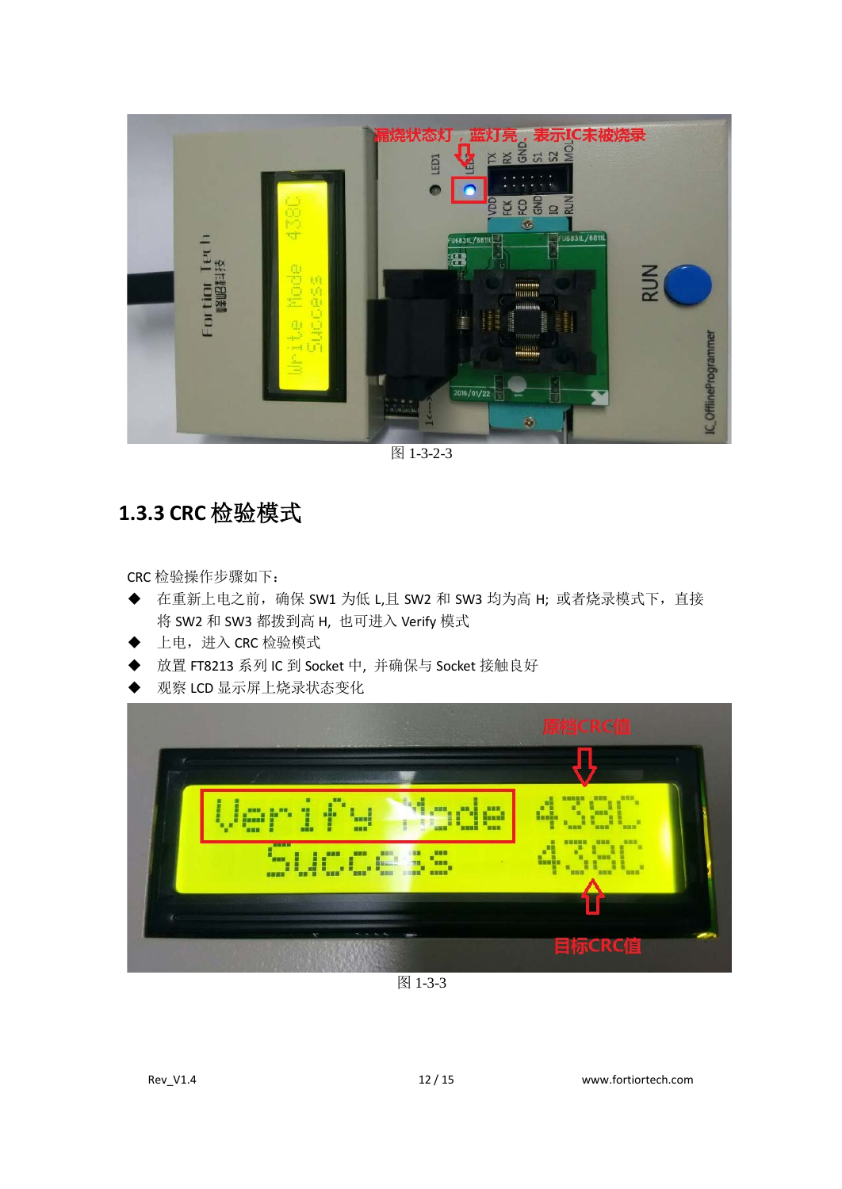图 1-3-2-3

## 1.3.3 CRC 检验模式

CRC 检验操作步骤如下：

- 在重新上电之前，确保 SW1 为低 L,且 SW2 和 SW3 均为高 H; 或者烧录模式下，直接将 SW2 和 SW3 都拨到高 H, 也可进入 Verify 模式
- 上电，进入 CRC 检验模式
- 放置 FT8213 系列 IC 到 Socket 中，并确保与 Socket 接触良好
- 观察 LCD 显示屏上烧录状态变化

图 1-3-3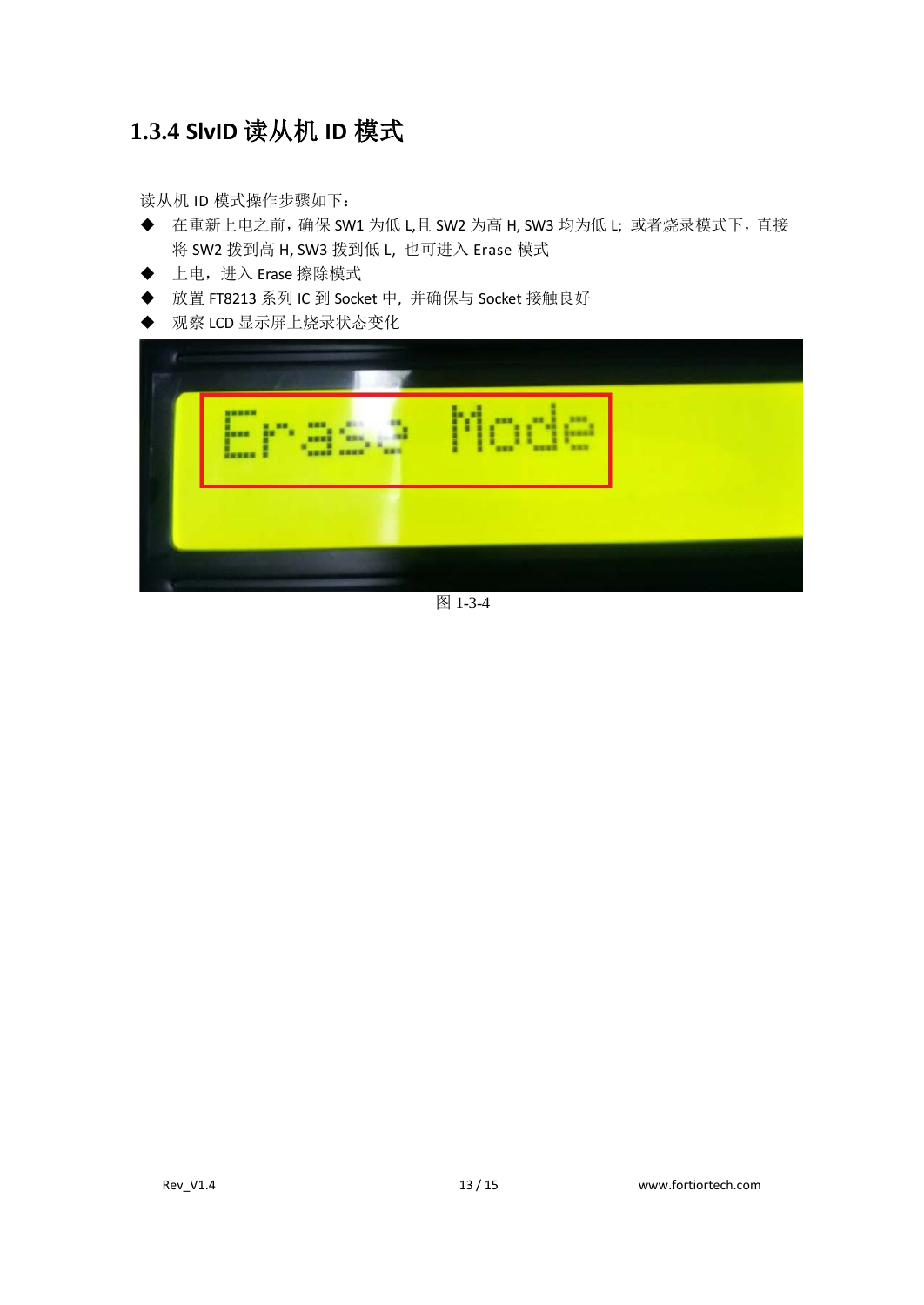### 1.3.4 SlvID 读从机 ID 模式

读从机 ID 模式操作步骤如下：

- 在重新上电之前，确保 SW1 为低 L,且 SW2 为高 H, SW3 均为低 L; 或者烧录模式下，直接将 SW2 拨到高 H, SW3 拨到低 L, 也可进入 Erase 模式
- 上电，进入 Erase 擦除模式
- 放置 FT8213 系列 IC 到 Socket 中，并确保与 Socket 接触良好
- 观察 LCD 显示屏上烧录状态变化

图 1-3-4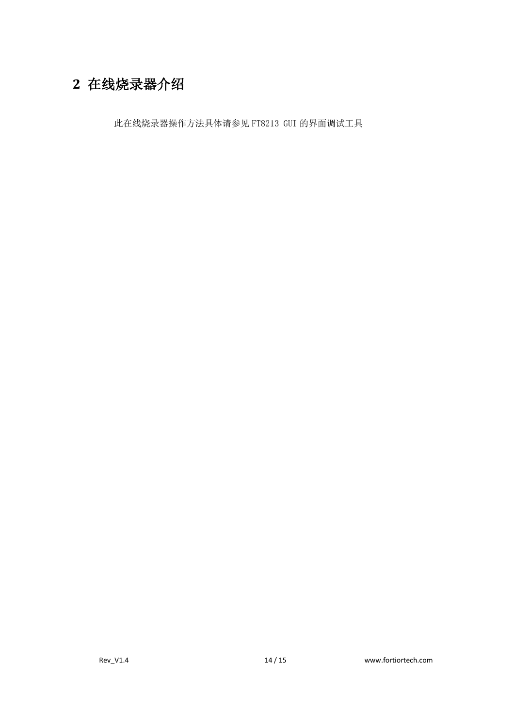# 2 在线烧录器介绍

此在线烧录器操作方法具体请参见 FT8213 GUI 的界面调试工具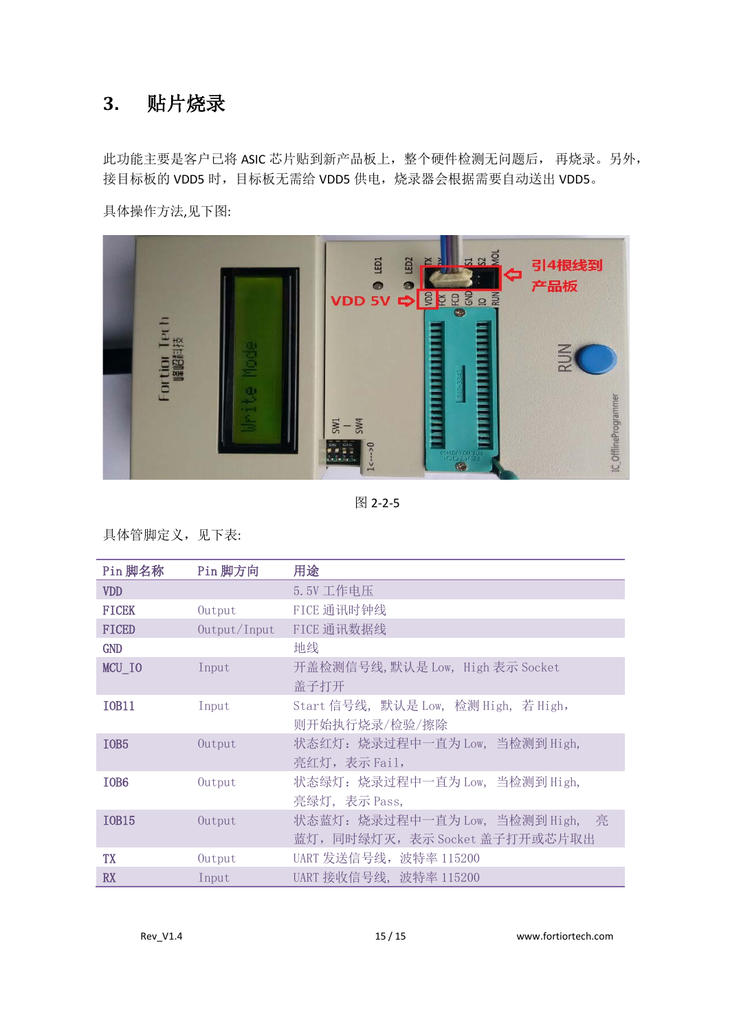# 3. 贴片烧录

此功能主要是客户已将 ASIC 芯片贴到新产品板上，整个硬件检测无问题后， 再烧录。另外，接目标板的 VDD5 时，目标板无需给 VDD5 供电，烧录器会根据需要自动送出 VDD5。

具体操作方法,见下图:

图 2-2-5

具体管脚定义，见下表:

| Pin 脚名称 | Pin 脚方向 | 用途 |
|---|---|---|
| VDD | | 5.5V 工作电压 |
| FICEK | Output | FICE 通讯时钟线 |
| FICED | Output/Input | FICE 通讯数据线 |
| GND | | 地线 |
| MCU_IO | Input | 开盖检测信号线,默认是 Low, High 表示 Socket 盖子打开 |
| IOB11 | Input | Start 信号线, 默认是 Low, 检测 High, 若 High, 则开始执行烧录/检验/擦除 |
| IOB5 | Output | 状态红灯：烧录过程中一直为 Low, 当检测到 High, 亮红灯，表示 Fail, |
| IOB6 | Output | 状态绿灯：烧录过程中一直为 Low, 当检测到 High, 亮绿灯, 表示 Pass, |
| IOB15 | Output | 状态蓝灯：烧录过程中一直为 Low, 当检测到 High, 亮蓝灯，同时绿灯灭，表示 Socket 盖子打开或芯片取出 |
| TX | Output | UART 发送信号线，波特率 115200 |
| RX | Input | UART 接收信号线, 波特率 115200 |